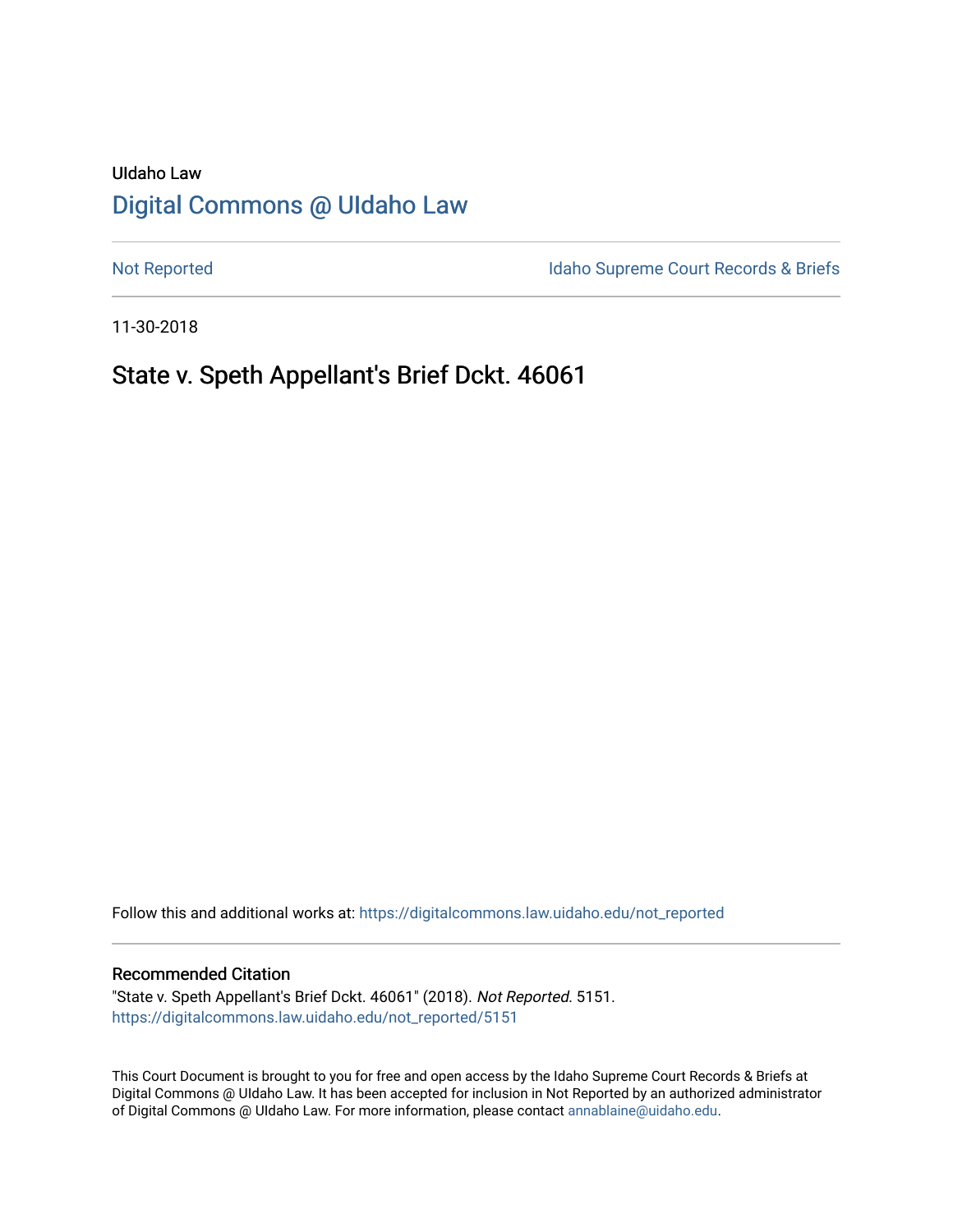UIdaho Law

# Digital Commons @ UIdaho Law

Not Reported

Idaho Supreme Court Records & Briefs

11-30-2018

## State v. Speth Appellant's Brief Dckt. 46061

Follow this and additional works at: https://digitalcommons.law.uidaho.edu/not_reported

### Recommended Citation

"State v. Speth Appellant's Brief Dckt. 46061" (2018). *Not Reported*. 5151.
https://digitalcommons.law.uidaho.edu/not_reported/5151

This Court Document is brought to you for free and open access by the Idaho Supreme Court Records & Briefs at Digital Commons @ UIdaho Law. It has been accepted for inclusion in Not Reported by an authorized administrator of Digital Commons @ UIdaho Law. For more information, please contact annablaine@uidaho.edu.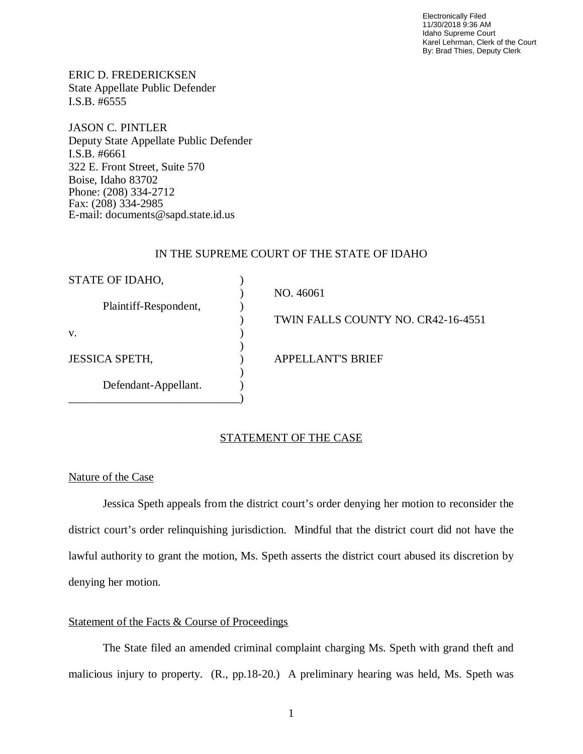Electronically Filed
11/30/2018 9:36 AM
Idaho Supreme Court
Karel Lehrman, Clerk of the Court
By: Brad Thies, Deputy Clerk

ERIC D. FREDERICKSEN
State Appellate Public Defender
I.S.B. #6555

JASON C. PINTLER
Deputy State Appellate Public Defender
I.S.B. #6661
322 E. Front Street, Suite 570
Boise, Idaho 83702
Phone: (208) 334-2712
Fax: (208) 334-2985
E-mail: documents@sapd.state.id.us

IN THE SUPREME COURT OF THE STATE OF IDAHO

| | |
|---|---|
| STATE OF IDAHO, | |
| | NO. 46061 |
| Plaintiff-Respondent, | |
| | TWIN FALLS COUNTY NO. CR42-16-4551 |
| v. | |
| | |
| JESSICA SPETH, | APPELLANT'S BRIEF |
| | |
| Defendant-Appellant. | |

## STATEMENT OF THE CASE

### Nature of the Case

Jessica Speth appeals from the district court's order denying her motion to reconsider the district court's order relinquishing jurisdiction. Mindful that the district court did not have the lawful authority to grant the motion, Ms. Speth asserts the district court abused its discretion by denying her motion.

### Statement of the Facts & Course of Proceedings

The State filed an amended criminal complaint charging Ms. Speth with grand theft and malicious injury to property. (R., pp.18-20.) A preliminary hearing was held, Ms. Speth was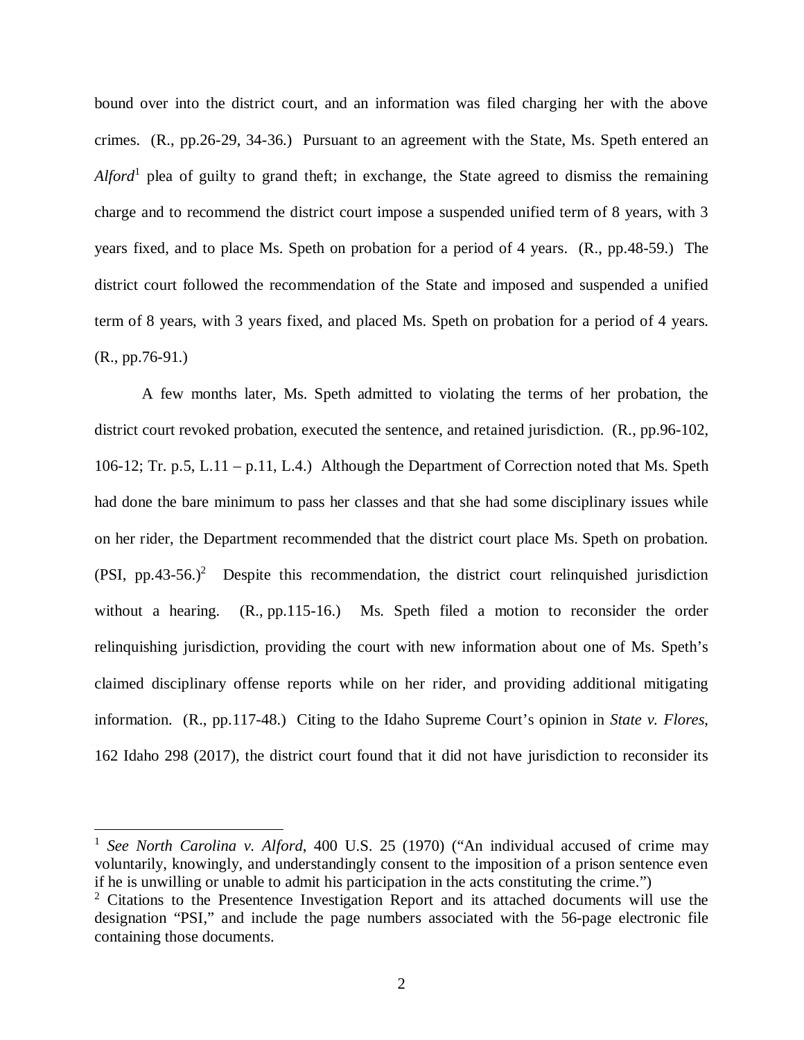bound over into the district court, and an information was filed charging her with the above crimes. (R., pp.26-29, 34-36.) Pursuant to an agreement with the State, Ms. Speth entered an *Alford*[1] plea of guilty to grand theft; in exchange, the State agreed to dismiss the remaining charge and to recommend the district court impose a suspended unified term of 8 years, with 3 years fixed, and to place Ms. Speth on probation for a period of 4 years. (R., pp.48-59.) The district court followed the recommendation of the State and imposed and suspended a unified term of 8 years, with 3 years fixed, and placed Ms. Speth on probation for a period of 4 years. (R., pp.76-91.)

A few months later, Ms. Speth admitted to violating the terms of her probation, the district court revoked probation, executed the sentence, and retained jurisdiction. (R., pp.96-102, 106-12; Tr. p.5, L.11 – p.11, L.4.) Although the Department of Correction noted that Ms. Speth had done the bare minimum to pass her classes and that she had some disciplinary issues while on her rider, the Department recommended that the district court place Ms. Speth on probation. (PSI, pp.43-56.)[2] Despite this recommendation, the district court relinquished jurisdiction without a hearing. (R., pp.115-16.) Ms. Speth filed a motion to reconsider the order relinquishing jurisdiction, providing the court with new information about one of Ms. Speth's claimed disciplinary offense reports while on her rider, and providing additional mitigating information. (R., pp.117-48.) Citing to the Idaho Supreme Court's opinion in *State v. Flores*, 162 Idaho 298 (2017), the district court found that it did not have jurisdiction to reconsider its

---

[1] *See North Carolina v. Alford*, 400 U.S. 25 (1970) ("An individual accused of crime may voluntarily, knowingly, and understandingly consent to the imposition of a prison sentence even if he is unwilling or unable to admit his participation in the acts constituting the crime.")

[2] Citations to the Presentence Investigation Report and its attached documents will use the designation "PSI," and include the page numbers associated with the 56-page electronic file containing those documents.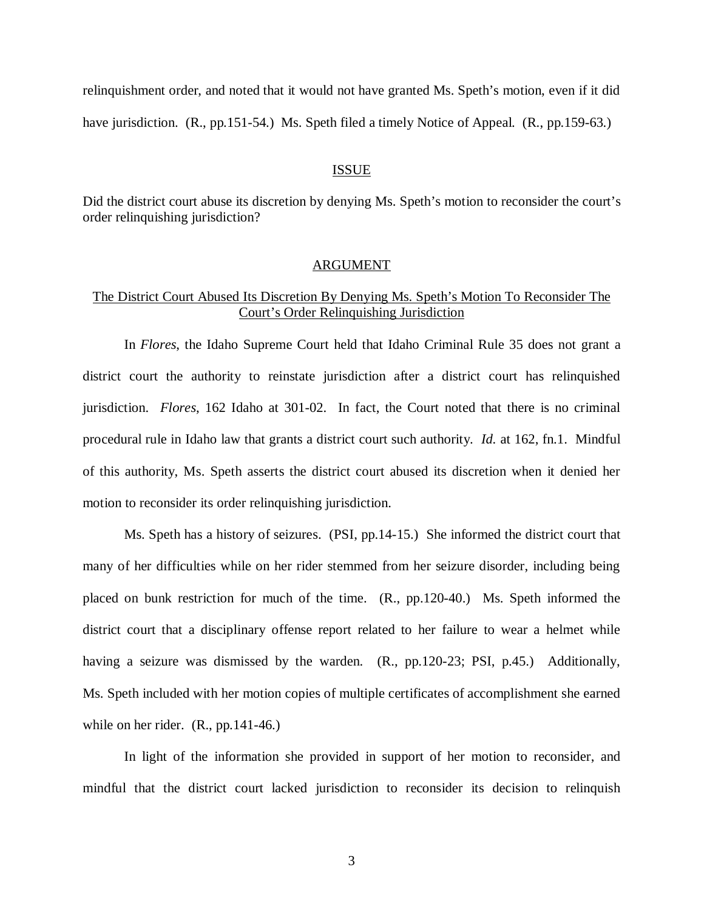relinquishment order, and noted that it would not have granted Ms. Speth's motion, even if it did have jurisdiction. (R., pp.151-54.) Ms. Speth filed a timely Notice of Appeal. (R., pp.159-63.)

## ISSUE

Did the district court abuse its discretion by denying Ms. Speth's motion to reconsider the court's order relinquishing jurisdiction?

## ARGUMENT

### The District Court Abused Its Discretion By Denying Ms. Speth's Motion To Reconsider The Court's Order Relinquishing Jurisdiction

In *Flores*, the Idaho Supreme Court held that Idaho Criminal Rule 35 does not grant a district court the authority to reinstate jurisdiction after a district court has relinquished jurisdiction. *Flores*, 162 Idaho at 301-02. In fact, the Court noted that there is no criminal procedural rule in Idaho law that grants a district court such authority. *Id.* at 162, fn.1. Mindful of this authority, Ms. Speth asserts the district court abused its discretion when it denied her motion to reconsider its order relinquishing jurisdiction.

Ms. Speth has a history of seizures. (PSI, pp.14-15.) She informed the district court that many of her difficulties while on her rider stemmed from her seizure disorder, including being placed on bunk restriction for much of the time. (R., pp.120-40.) Ms. Speth informed the district court that a disciplinary offense report related to her failure to wear a helmet while having a seizure was dismissed by the warden. (R., pp.120-23; PSI, p.45.) Additionally, Ms. Speth included with her motion copies of multiple certificates of accomplishment she earned while on her rider. (R., pp.141-46.)

In light of the information she provided in support of her motion to reconsider, and mindful that the district court lacked jurisdiction to reconsider its decision to relinquish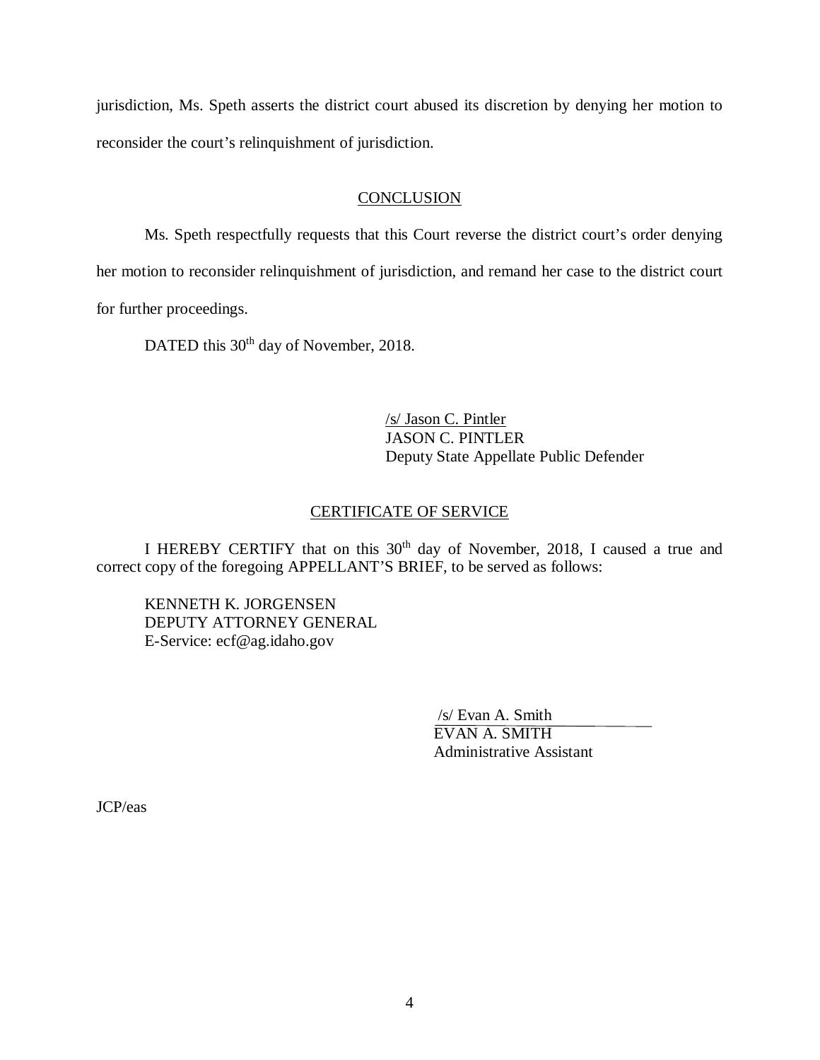jurisdiction, Ms. Speth asserts the district court abused its discretion by denying her motion to reconsider the court's relinquishment of jurisdiction.

## CONCLUSION

Ms. Speth respectfully requests that this Court reverse the district court's order denying her motion to reconsider relinquishment of jurisdiction, and remand her case to the district court for further proceedings.

DATED this 30th day of November, 2018.

/s/ Jason C. Pintler
JASON C. PINTLER
Deputy State Appellate Public Defender

## CERTIFICATE OF SERVICE

I HEREBY CERTIFY that on this 30th day of November, 2018, I caused a true and correct copy of the foregoing APPELLANT'S BRIEF, to be served as follows:

KENNETH K. JORGENSEN
DEPUTY ATTORNEY GENERAL
E-Service: ecf@ag.idaho.gov

/s/ Evan A. Smith
EVAN A. SMITH
Administrative Assistant

JCP/eas